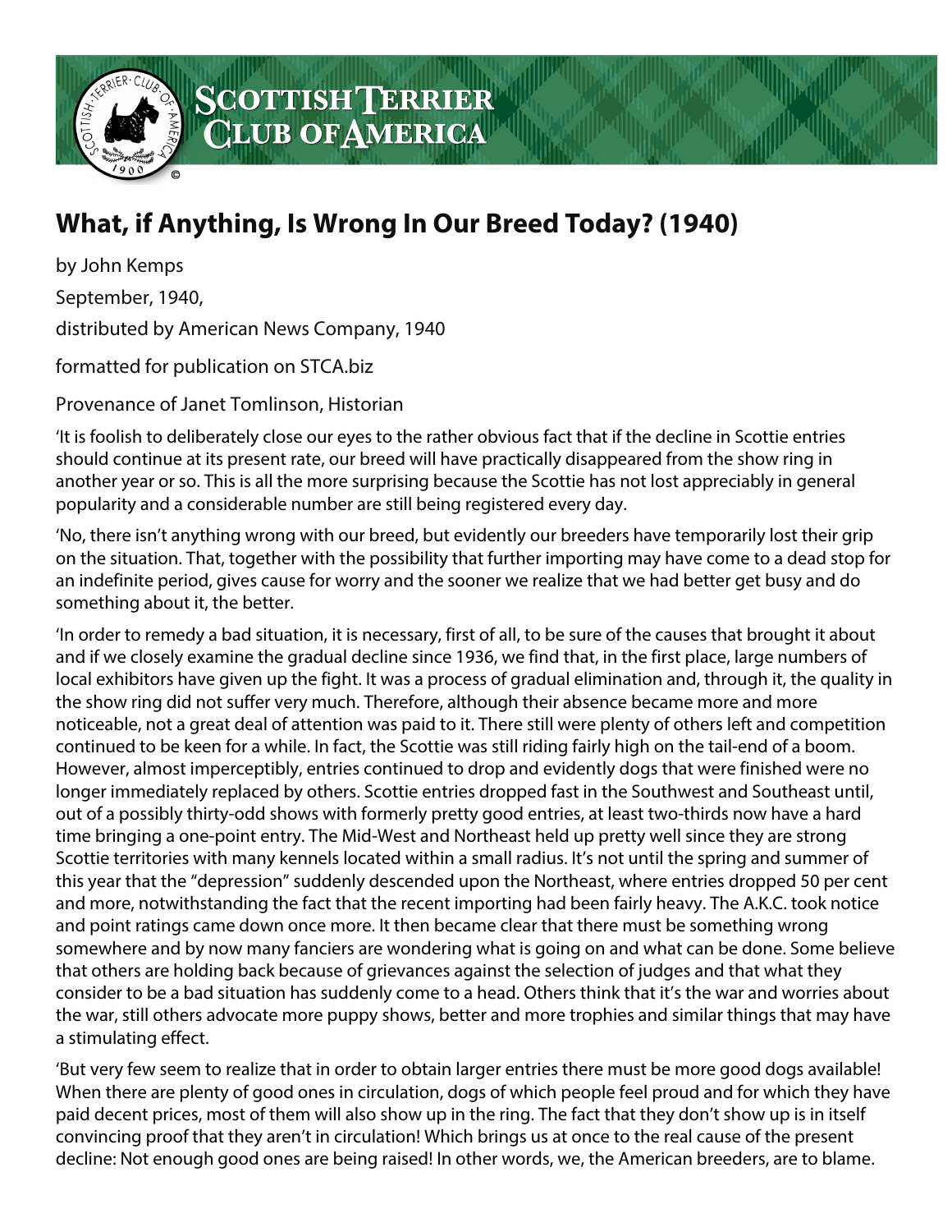# What, if Anything, Is Wrong In Our Breed Today? (1940)

by John Kemps

September, 1940,

distributed by American News Company, 1940

formatted for publication on STCA.biz

Provenance of Janet Tomlinson, Historian

'It is foolish to deliberately close our eyes to the rather obvious fact that if the decline in Scottie entries should continue at its present rate, our breed will have practically disappeared from the show ring in another year or so. This is all the more surprising because the Scottie has not lost appreciably in general popularity and a considerable number are still being registered every day.

'No, there isn't anything wrong with our breed, but evidently our breeders have temporarily lost their grip on the situation. That, together with the possibility that further importing may have come to a dead stop for an indefinite period, gives cause for worry and the sooner we realize that we had better get busy and do something about it, the better.

'In order to remedy a bad situation, it is necessary, first of all, to be sure of the causes that brought it about and if we closely examine the gradual decline since 1936, we find that, in the first place, large numbers of local exhibitors have given up the fight. It was a process of gradual elimination and, through it, the quality in the show ring did not suffer very much. Therefore, although their absence became more and more noticeable, not a great deal of attention was paid to it. There still were plenty of others left and competition continued to be keen for a while. In fact, the Scottie was still riding fairly high on the tail-end of a boom. However, almost imperceptibly, entries continued to drop and evidently dogs that were finished were no longer immediately replaced by others. Scottie entries dropped fast in the Southwest and Southeast until, out of a possibly thirty-odd shows with formerly pretty good entries, at least two-thirds now have a hard time bringing a one-point entry. The Mid-West and Northeast held up pretty well since they are strong Scottie territories with many kennels located within a small radius. It's not until the spring and summer of this year that the "depression" suddenly descended upon the Northeast, where entries dropped 50 per cent and more, notwithstanding the fact that the recent importing had been fairly heavy. The A.K.C. took notice and point ratings came down once more. It then became clear that there must be something wrong somewhere and by now many fanciers are wondering what is going on and what can be done. Some believe that others are holding back because of grievances against the selection of judges and that what they consider to be a bad situation has suddenly come to a head. Others think that it's the war and worries about the war, still others advocate more puppy shows, better and more trophies and similar things that may have a stimulating effect.

'But very few seem to realize that in order to obtain larger entries there must be more good dogs available! When there are plenty of good ones in circulation, dogs of which people feel proud and for which they have paid decent prices, most of them will also show up in the ring. The fact that they don't show up is in itself convincing proof that they aren't in circulation! Which brings us at once to the real cause of the present decline: Not enough good ones are being raised! In other words, we, the American breeders, are to blame.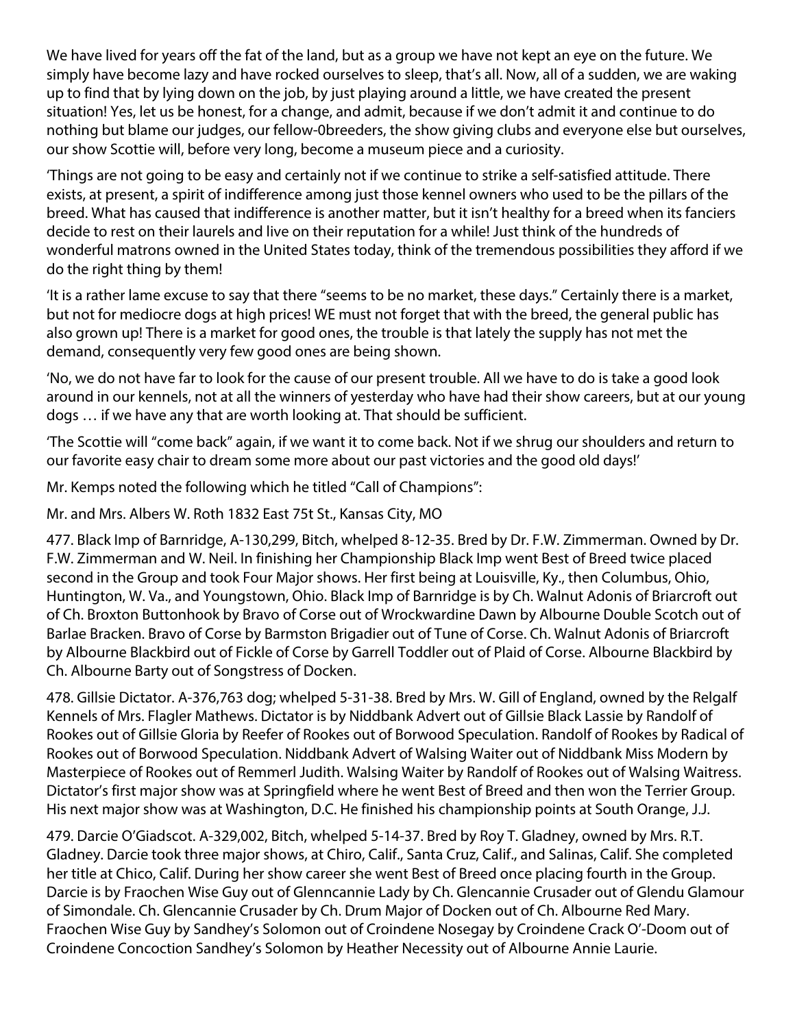We have lived for years off the fat of the land, but as a group we have not kept an eye on the future. We simply have become lazy and have rocked ourselves to sleep, that's all. Now, all of a sudden, we are waking up to find that by lying down on the job, by just playing around a little, we have created the present situation! Yes, let us be honest, for a change, and admit, because if we don't admit it and continue to do nothing but blame our judges, our fellow-0breeders, the show giving clubs and everyone else but ourselves, our show Scottie will, before very long, become a museum piece and a curiosity.

'Things are not going to be easy and certainly not if we continue to strike a self-satisfied attitude. There exists, at present, a spirit of indifference among just those kennel owners who used to be the pillars of the breed. What has caused that indifference is another matter, but it isn't healthy for a breed when its fanciers decide to rest on their laurels and live on their reputation for a while! Just think of the hundreds of wonderful matrons owned in the United States today, think of the tremendous possibilities they afford if we do the right thing by them!

'It is a rather lame excuse to say that there "seems to be no market, these days." Certainly there is a market, but not for mediocre dogs at high prices! WE must not forget that with the breed, the general public has also grown up! There is a market for good ones, the trouble is that lately the supply has not met the demand, consequently very few good ones are being shown.

'No, we do not have far to look for the cause of our present trouble. All we have to do is take a good look around in our kennels, not at all the winners of yesterday who have had their show careers, but at our young dogs … if we have any that are worth looking at. That should be sufficient.

'The Scottie will "come back" again, if we want it to come back. Not if we shrug our shoulders and return to our favorite easy chair to dream some more about our past victories and the good old days!'

Mr. Kemps noted the following which he titled "Call of Champions":

Mr. and Mrs. Albers W. Roth 1832 East 75t St., Kansas City, MO

477. Black Imp of Barnridge, A-130,299, Bitch, whelped 8-12-35. Bred by Dr. F.W. Zimmerman. Owned by Dr. F.W. Zimmerman and W. Neil. In finishing her Championship Black Imp went Best of Breed twice placed second in the Group and took Four Major shows. Her first being at Louisville, Ky., then Columbus, Ohio, Huntington, W. Va., and Youngstown, Ohio. Black Imp of Barnridge is by Ch. Walnut Adonis of Briarcroft out of Ch. Broxton Buttonhook by Bravo of Corse out of Wrockwardine Dawn by Albourne Double Scotch out of Barlae Bracken. Bravo of Corse by Barmston Brigadier out of Tune of Corse. Ch. Walnut Adonis of Briarcroft by Albourne Blackbird out of Fickle of Corse by Garrell Toddler out of Plaid of Corse. Albourne Blackbird by Ch. Albourne Barty out of Songstress of Docken.

478. Gillsie Dictator. A-376,763 dog; whelped 5-31-38. Bred by Mrs. W. Gill of England, owned by the Relgalf Kennels of Mrs. Flagler Mathews. Dictator is by Niddbank Advert out of Gillsie Black Lassie by Randolf of Rookes out of Gillsie Gloria by Reefer of Rookes out of Borwood Speculation. Randolf of Rookes by Radical of Rookes out of Borwood Speculation. Niddbank Advert of Walsing Waiter out of Niddbank Miss Modern by Masterpiece of Rookes out of Remmerl Judith. Walsing Waiter by Randolf of Rookes out of Walsing Waitress. Dictator's first major show was at Springfield where he went Best of Breed and then won the Terrier Group. His next major show was at Washington, D.C. He finished his championship points at South Orange, J.J.

479. Darcie O'Giadscot. A-329,002, Bitch, whelped 5-14-37. Bred by Roy T. Gladney, owned by Mrs. R.T. Gladney. Darcie took three major shows, at Chiro, Calif., Santa Cruz, Calif., and Salinas, Calif. She completed her title at Chico, Calif. During her show career she went Best of Breed once placing fourth in the Group. Darcie is by Fraochen Wise Guy out of Glenncannie Lady by Ch. Glencannie Crusader out of Glendu Glamour of Simondale. Ch. Glencannie Crusader by Ch. Drum Major of Docken out of Ch. Albourne Red Mary. Fraochen Wise Guy by Sandhey's Solomon out of Croindene Nosegay by Croindene Crack O'-Doom out of Croindene Concoction Sandhey's Solomon by Heather Necessity out of Albourne Annie Laurie.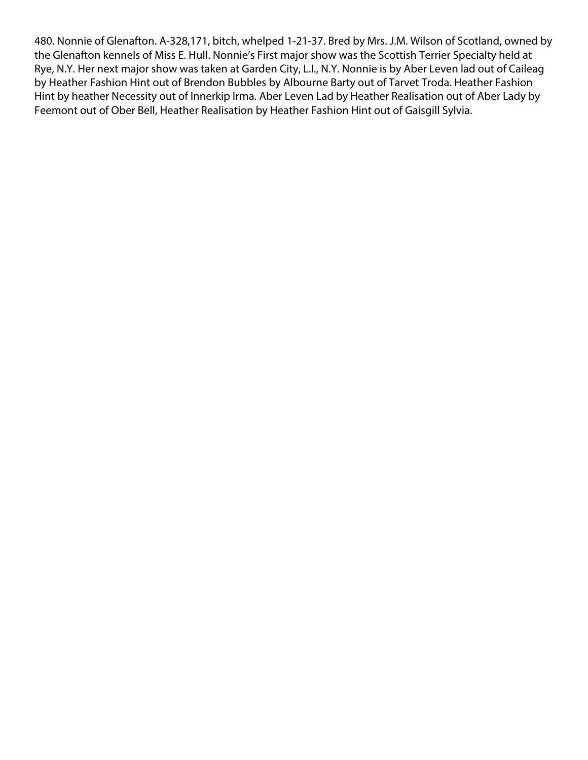480. Nonnie of Glenafton. A-328,171, bitch, whelped 1-21-37. Bred by Mrs. J.M. Wilson of Scotland, owned by the Glenafton kennels of Miss E. Hull. Nonnie's First major show was the Scottish Terrier Specialty held at Rye, N.Y. Her next major show was taken at Garden City, L.I., N.Y. Nonnie is by Aber Leven lad out of Caileag by Heather Fashion Hint out of Brendon Bubbles by Albourne Barty out of Tarvet Troda. Heather Fashion Hint by heather Necessity out of Innerkip Irma. Aber Leven Lad by Heather Realisation out of Aber Lady by Feemont out of Ober Bell, Heather Realisation by Heather Fashion Hint out of Gaisgill Sylvia.